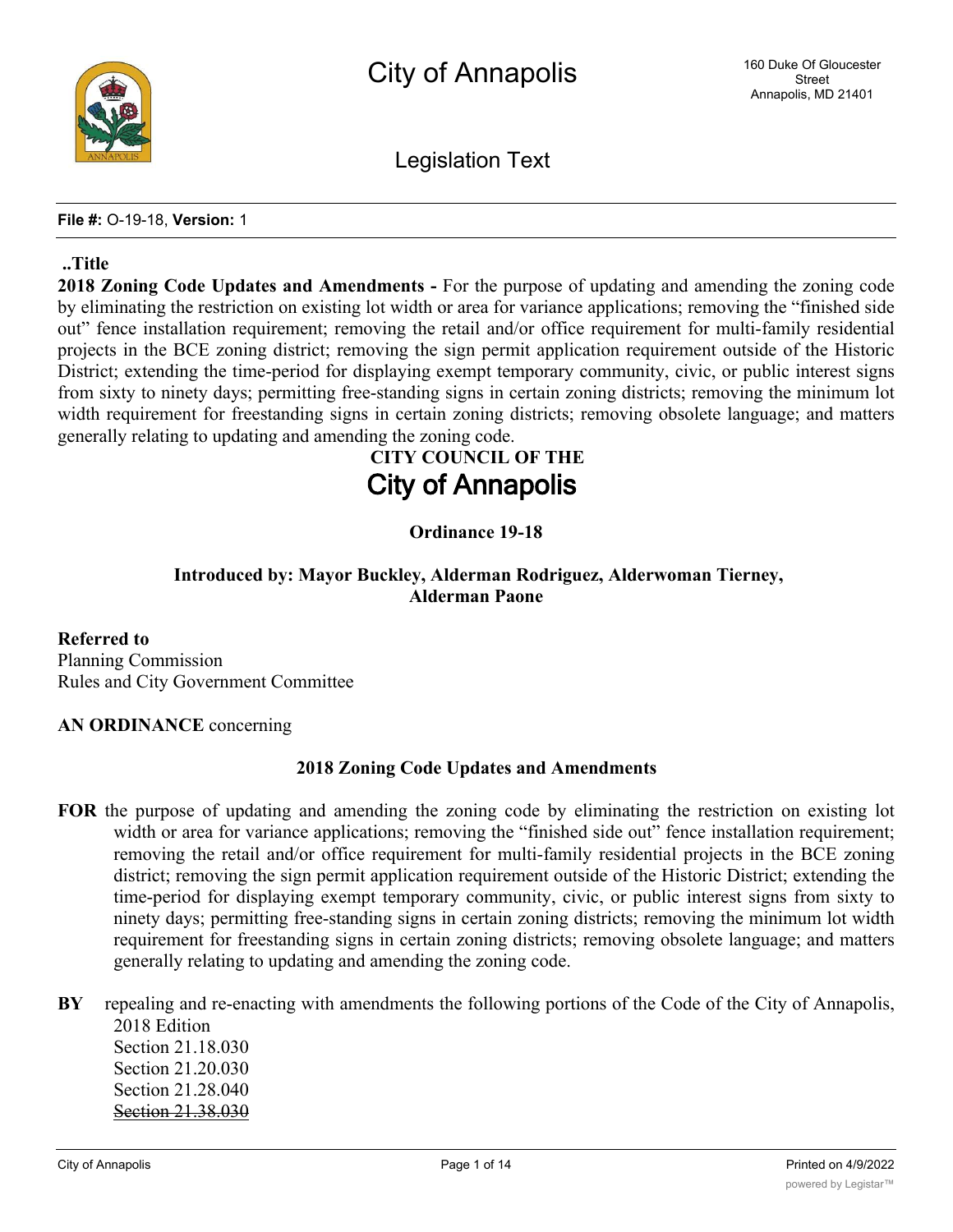# City of Annapolis

160 Duke Of Gloucester Street
Annapolis, MD 21401

Legislation Text

**File #:** O-19-18, **Version:** 1

**..Title**

**2018 Zoning Code Updates and Amendments -** For the purpose of updating and amending the zoning code by eliminating the restriction on existing lot width or area for variance applications; removing the "finished side out" fence installation requirement; removing the retail and/or office requirement for multi-family residential projects in the BCE zoning district; removing the sign permit application requirement outside of the Historic District; extending the time-period for displaying exempt temporary community, civic, or public interest signs from sixty to ninety days; permitting free-standing signs in certain zoning districts; removing the minimum lot width requirement for freestanding signs in certain zoning districts; removing obsolete language; and matters generally relating to updating and amending the zoning code.

## CITY COUNCIL OF THE City of Annapolis

**Ordinance 19-18**

**Introduced by: Mayor Buckley, Alderman Rodriguez, Alderwoman Tierney, Alderman Paone**

**Referred to**
Planning Commission
Rules and City Government Committee

**AN ORDINANCE** concerning

**2018 Zoning Code Updates and Amendments**

**FOR** the purpose of updating and amending the zoning code by eliminating the restriction on existing lot width or area for variance applications; removing the "finished side out" fence installation requirement; removing the retail and/or office requirement for multi-family residential projects in the BCE zoning district; removing the sign permit application requirement outside of the Historic District; extending the time-period for displaying exempt temporary community, civic, or public interest signs from sixty to ninety days; permitting free-standing signs in certain zoning districts; removing the minimum lot width requirement for freestanding signs in certain zoning districts; removing obsolete language; and matters generally relating to updating and amending the zoning code.

**BY** repealing and re-enacting with amendments the following portions of the Code of the City of Annapolis, 2018 Edition
Section 21.18.030
Section 21.20.030
Section 21.28.040
~~Section 21.38.030~~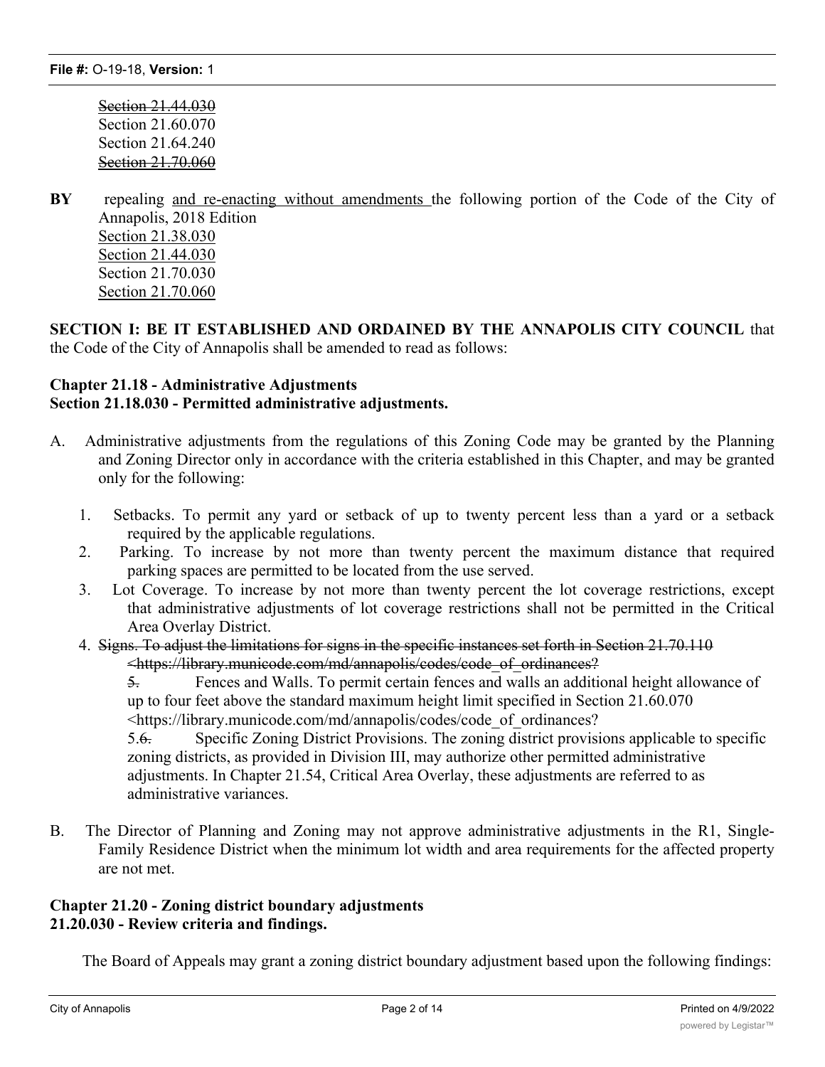~~Section 21.44.030~~
Section 21.60.070
Section 21.64.240
~~Section 21.70.060~~

**BY** repealing <u>and re-enacting without amendments </u>the following portion of the Code of the City of Annapolis, 2018 Edition
<u>Section 21.38.030</u>
<u>Section 21.44.030</u>
Section 21.70.030
<u>Section 21.70.060</u>

**SECTION I: BE IT ESTABLISHED AND ORDAINED BY THE ANNAPOLIS CITY COUNCIL** that the Code of the City of Annapolis shall be amended to read as follows:

**Chapter 21.18 - Administrative Adjustments**
**Section 21.18.030 - Permitted administrative adjustments.**

A. Administrative adjustments from the regulations of this Zoning Code may be granted by the Planning and Zoning Director only in accordance with the criteria established in this Chapter, and may be granted only for the following:

1. Setbacks. To permit any yard or setback of up to twenty percent less than a yard or a setback required by the applicable regulations.
2. Parking. To increase by not more than twenty percent the maximum distance that required parking spaces are permitted to be located from the use served.
3. Lot Coverage. To increase by not more than twenty percent the lot coverage restrictions, except that administrative adjustments of lot coverage restrictions shall not be permitted in the Critical Area Overlay District.
4. ~~Signs. To adjust the limitations for signs in the specific instances set forth in Section 21.70.110 <https://library.municode.com/md/annapolis/codes/code_of_ordinances?~~
~~5.~~ Fences and Walls. To permit certain fences and walls an additional height allowance of up to four feet above the standard maximum height limit specified in Section 21.60.070 <https://library.municode.com/md/annapolis/codes/code_of_ordinances?
5.~~6.~~ Specific Zoning District Provisions. The zoning district provisions applicable to specific zoning districts, as provided in Division III, may authorize other permitted administrative adjustments. In Chapter 21.54, Critical Area Overlay, these adjustments are referred to as administrative variances.

B. The Director of Planning and Zoning may not approve administrative adjustments in the R1, Single-Family Residence District when the minimum lot width and area requirements for the affected property are not met.

**Chapter 21.20 - Zoning district boundary adjustments**
**21.20.030 - Review criteria and findings.**

The Board of Appeals may grant a zoning district boundary adjustment based upon the following findings: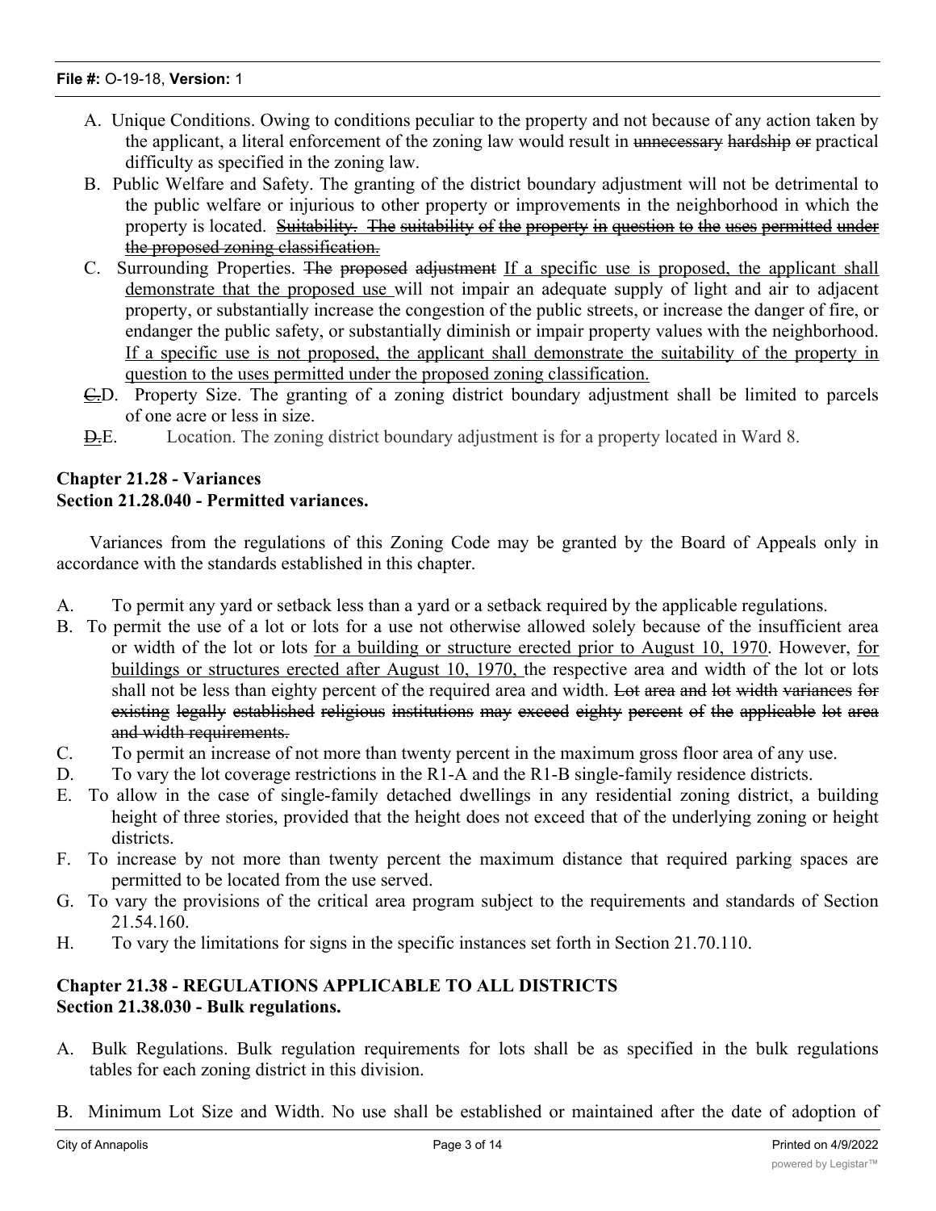A. Unique Conditions. Owing to conditions peculiar to the property and not because of any action taken by the applicant, a literal enforcement of the zoning law would result in ~~unnecessary~~ ~~hardship~~ ~~or~~ practical difficulty as specified in the zoning law.

B. Public Welfare and Safety. The granting of the district boundary adjustment will not be detrimental to the public welfare or injurious to other property or improvements in the neighborhood in which the property is located. ~~Suitability. The suitability of the property in question to the uses permitted under the proposed zoning classification.~~

C. Surrounding Properties. ~~The~~ ~~proposed~~ ~~adjustment~~ <u>If a specific use is proposed, the applicant shall demonstrate that the proposed use</u> will not impair an adequate supply of light and air to adjacent property, or substantially increase the congestion of the public streets, or increase the danger of fire, or endanger the public safety, or substantially diminish or impair property values with the neighborhood. <u>If a specific use is not proposed, the applicant shall demonstrate the suitability of the property in question to the uses permitted under the proposed zoning classification.</u>

~~C.~~D. Property Size. The granting of a zoning district boundary adjustment shall be limited to parcels of one acre or less in size.

~~D.~~E. Location. The zoning district boundary adjustment is for a property located in Ward 8.

**Chapter 21.28 - Variances**
**Section 21.28.040 - Permitted variances.**

Variances from the regulations of this Zoning Code may be granted by the Board of Appeals only in accordance with the standards established in this chapter.

A. To permit any yard or setback less than a yard or a setback required by the applicable regulations.

B. To permit the use of a lot or lots for a use not otherwise allowed solely because of the insufficient area or width of the lot or lots <u>for a building or structure erected prior to August 10, 1970</u>. However, <u>for buildings or structures erected after August 10, 1970,</u> the respective area and width of the lot or lots shall not be less than eighty percent of the required area and width. ~~Lot area and lot width variances for existing legally established religious institutions may exceed eighty percent of the applicable lot area and width requirements.~~

C. To permit an increase of not more than twenty percent in the maximum gross floor area of any use.

D. To vary the lot coverage restrictions in the R1-A and the R1-B single-family residence districts.

E. To allow in the case of single-family detached dwellings in any residential zoning district, a building height of three stories, provided that the height does not exceed that of the underlying zoning or height districts.

F. To increase by not more than twenty percent the maximum distance that required parking spaces are permitted to be located from the use served.

G. To vary the provisions of the critical area program subject to the requirements and standards of Section 21.54.160.

H. To vary the limitations for signs in the specific instances set forth in Section 21.70.110.

**Chapter 21.38 - REGULATIONS APPLICABLE TO ALL DISTRICTS**
**Section 21.38.030 - Bulk regulations.**

A. Bulk Regulations. Bulk regulation requirements for lots shall be as specified in the bulk regulations tables for each zoning district in this division.

B. Minimum Lot Size and Width. No use shall be established or maintained after the date of adoption of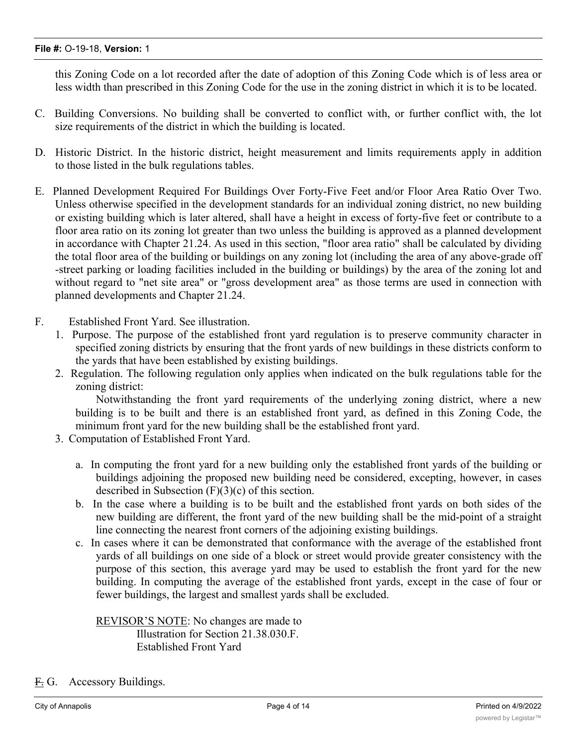this Zoning Code on a lot recorded after the date of adoption of this Zoning Code which is of less area or less width than prescribed in this Zoning Code for the use in the zoning district in which it is to be located.

C. Building Conversions. No building shall be converted to conflict with, or further conflict with, the lot size requirements of the district in which the building is located.

D. Historic District. In the historic district, height measurement and limits requirements apply in addition to those listed in the bulk regulations tables.

E. Planned Development Required For Buildings Over Forty-Five Feet and/or Floor Area Ratio Over Two. Unless otherwise specified in the development standards for an individual zoning district, no new building or existing building which is later altered, shall have a height in excess of forty-five feet or contribute to a floor area ratio on its zoning lot greater than two unless the building is approved as a planned development in accordance with Chapter 21.24. As used in this section, "floor area ratio" shall be calculated by dividing the total floor area of the building or buildings on any zoning lot (including the area of any above-grade off-street parking or loading facilities included in the building or buildings) by the area of the zoning lot and without regard to "net site area" or "gross development area" as those terms are used in connection with planned developments and Chapter 21.24.

F. Established Front Yard. See illustration.

1. Purpose. The purpose of the established front yard regulation is to preserve community character in specified zoning districts by ensuring that the front yards of new buildings in these districts conform to the yards that have been established by existing buildings.

2. Regulation. The following regulation only applies when indicated on the bulk regulations table for the zoning district:

   Notwithstanding the front yard requirements of the underlying zoning district, where a new building is to be built and there is an established front yard, as defined in this Zoning Code, the minimum front yard for the new building shall be the established front yard.

3. Computation of Established Front Yard.

   a. In computing the front yard for a new building only the established front yards of the building or buildings adjoining the proposed new building need be considered, excepting, however, in cases described in Subsection (F)(3)(c) of this section.

   b. In the case where a building is to be built and the established front yards on both sides of the new building are different, the front yard of the new building shall be the mid-point of a straight line connecting the nearest front corners of the adjoining existing buildings.

   c. In cases where it can be demonstrated that conformance with the average of the established front yards of all buildings on one side of a block or street would provide greater consistency with the purpose of this section, this average yard may be used to establish the front yard for the new building. In computing the average of the established front yards, except in the case of four or fewer buildings, the largest and smallest yards shall be excluded.

   REVISOR'S NOTE: No changes are made to Illustration for Section 21.38.030.F. Established Front Yard

~~F.~~ G. Accessory Buildings.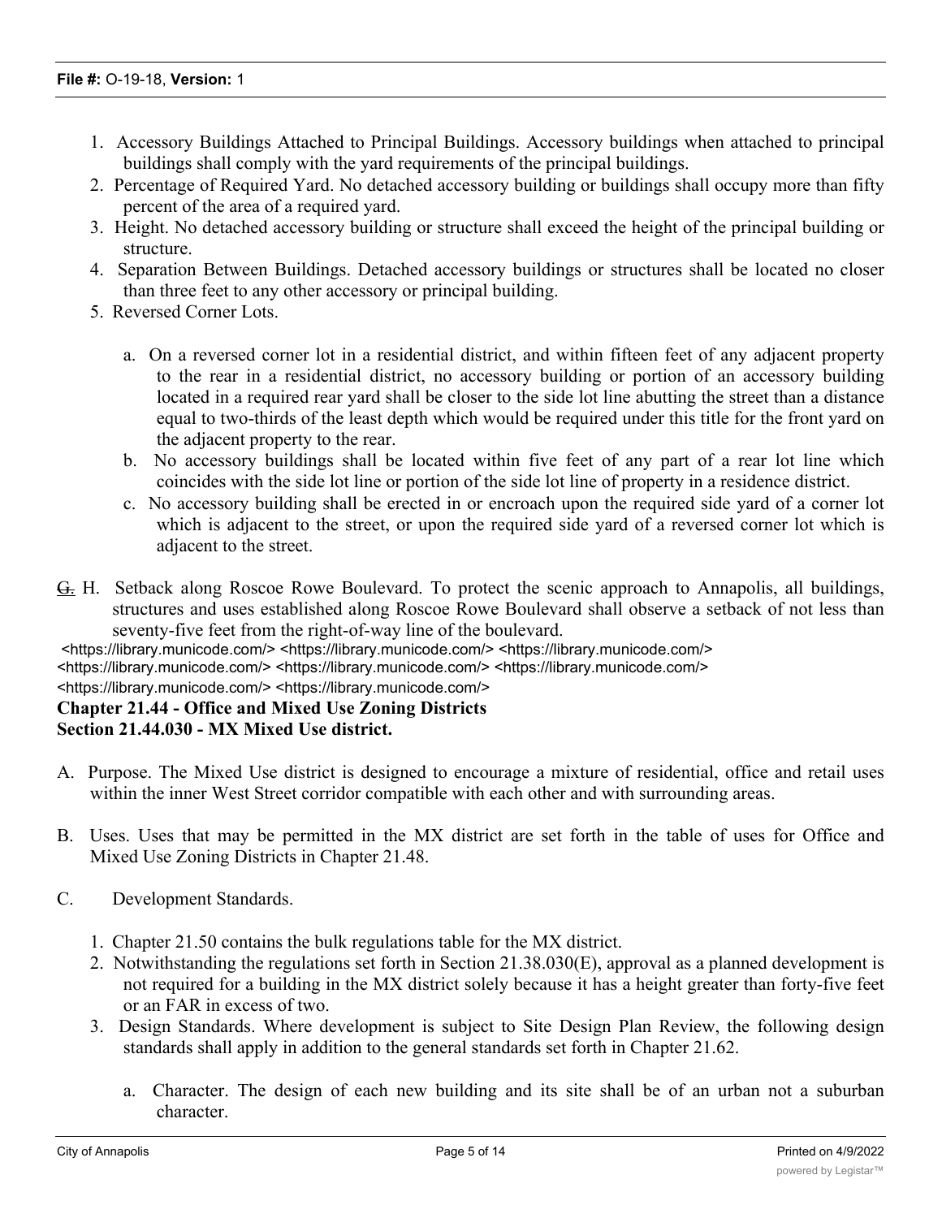1. Accessory Buildings Attached to Principal Buildings. Accessory buildings when attached to principal buildings shall comply with the yard requirements of the principal buildings.
2. Percentage of Required Yard. No detached accessory building or buildings shall occupy more than fifty percent of the area of a required yard.
3. Height. No detached accessory building or structure shall exceed the height of the principal building or structure.
4. Separation Between Buildings. Detached accessory buildings or structures shall be located no closer than three feet to any other accessory or principal building.
5. Reversed Corner Lots.

    a. On a reversed corner lot in a residential district, and within fifteen feet of any adjacent property to the rear in a residential district, no accessory building or portion of an accessory building located in a required rear yard shall be closer to the side lot line abutting the street than a distance equal to two-thirds of the least depth which would be required under this title for the front yard on the adjacent property to the rear.
    b. No accessory buildings shall be located within five feet of any part of a rear lot line which coincides with the side lot line or portion of the side lot line of property in a residence district.
    c. No accessory building shall be erected in or encroach upon the required side yard of a corner lot which is adjacent to the street, or upon the required side yard of a reversed corner lot which is adjacent to the street.

~~G.~~ H. Setback along Roscoe Rowe Boulevard. To protect the scenic approach to Annapolis, all buildings, structures and uses established along Roscoe Rowe Boulevard shall observe a setback of not less than seventy-five feet from the right-of-way line of the boulevard.

<https://library.municode.com/> <https://library.municode.com/> <https://library.municode.com/> <https://library.municode.com/> <https://library.municode.com/> <https://library.municode.com/> <https://library.municode.com/> <https://library.municode.com/>

**Chapter 21.44 - Office and Mixed Use Zoning Districts**
**Section 21.44.030 - MX Mixed Use district.**

A. Purpose. The Mixed Use district is designed to encourage a mixture of residential, office and retail uses within the inner West Street corridor compatible with each other and with surrounding areas.

B. Uses. Uses that may be permitted in the MX district are set forth in the table of uses for Office and Mixed Use Zoning Districts in Chapter 21.48.

C. Development Standards.

1. Chapter 21.50 contains the bulk regulations table for the MX district.
2. Notwithstanding the regulations set forth in Section 21.38.030(E), approval as a planned development is not required for a building in the MX district solely because it has a height greater than forty-five feet or an FAR in excess of two.
3. Design Standards. Where development is subject to Site Design Plan Review, the following design standards shall apply in addition to the general standards set forth in Chapter 21.62.

    a. Character. The design of each new building and its site shall be of an urban not a suburban character.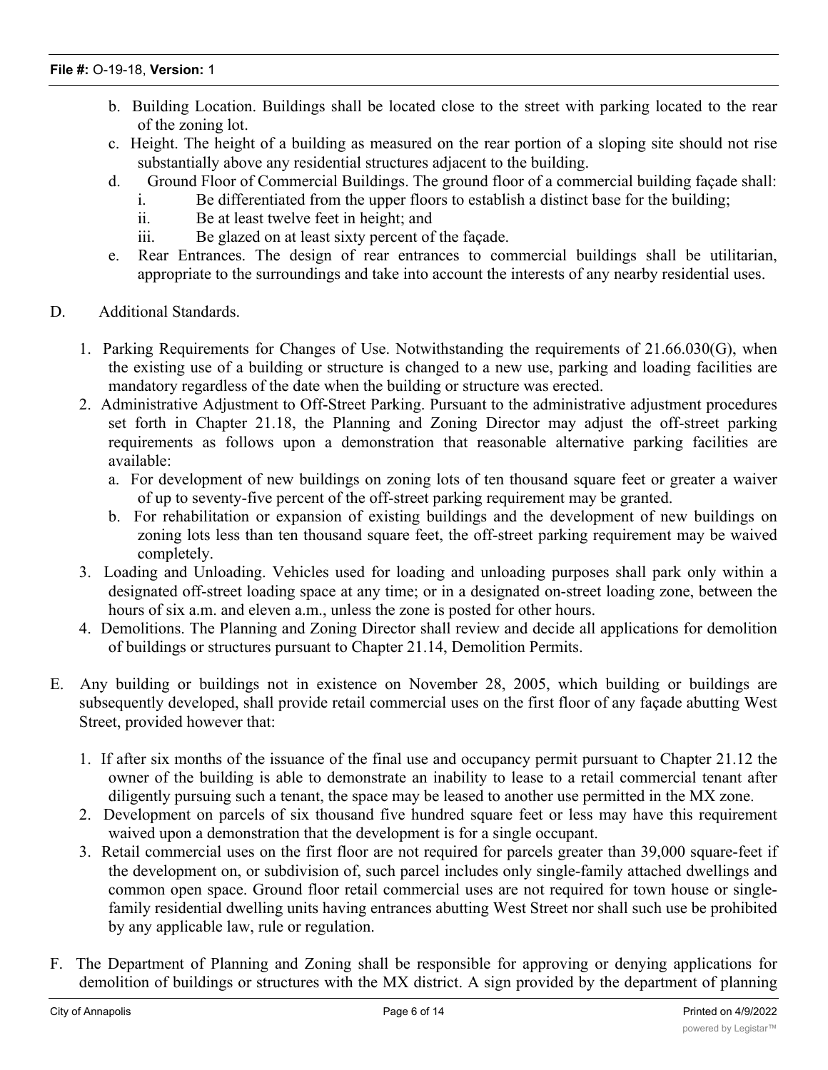b. Building Location. Buildings shall be located close to the street with parking located to the rear of the zoning lot.

c. Height. The height of a building as measured on the rear portion of a sloping site should not rise substantially above any residential structures adjacent to the building.

d. Ground Floor of Commercial Buildings. The ground floor of a commercial building façade shall:

i. Be differentiated from the upper floors to establish a distinct base for the building;

ii. Be at least twelve feet in height; and

iii. Be glazed on at least sixty percent of the façade.

e. Rear Entrances. The design of rear entrances to commercial buildings shall be utilitarian, appropriate to the surroundings and take into account the interests of any nearby residential uses.

D. Additional Standards.

1. Parking Requirements for Changes of Use. Notwithstanding the requirements of 21.66.030(G), when the existing use of a building or structure is changed to a new use, parking and loading facilities are mandatory regardless of the date when the building or structure was erected.

2. Administrative Adjustment to Off-Street Parking. Pursuant to the administrative adjustment procedures set forth in Chapter 21.18, the Planning and Zoning Director may adjust the off-street parking requirements as follows upon a demonstration that reasonable alternative parking facilities are available:

a. For development of new buildings on zoning lots of ten thousand square feet or greater a waiver of up to seventy-five percent of the off-street parking requirement may be granted.

b. For rehabilitation or expansion of existing buildings and the development of new buildings on zoning lots less than ten thousand square feet, the off-street parking requirement may be waived completely.

3. Loading and Unloading. Vehicles used for loading and unloading purposes shall park only within a designated off-street loading space at any time; or in a designated on-street loading zone, between the hours of six a.m. and eleven a.m., unless the zone is posted for other hours.

4. Demolitions. The Planning and Zoning Director shall review and decide all applications for demolition of buildings or structures pursuant to Chapter 21.14, Demolition Permits.

E. Any building or buildings not in existence on November 28, 2005, which building or buildings are subsequently developed, shall provide retail commercial uses on the first floor of any façade abutting West Street, provided however that:

1. If after six months of the issuance of the final use and occupancy permit pursuant to Chapter 21.12 the owner of the building is able to demonstrate an inability to lease to a retail commercial tenant after diligently pursuing such a tenant, the space may be leased to another use permitted in the MX zone.

2. Development on parcels of six thousand five hundred square feet or less may have this requirement waived upon a demonstration that the development is for a single occupant.

3. Retail commercial uses on the first floor are not required for parcels greater than 39,000 square-feet if the development on, or subdivision of, such parcel includes only single-family attached dwellings and common open space. Ground floor retail commercial uses are not required for town house or single-family residential dwelling units having entrances abutting West Street nor shall such use be prohibited by any applicable law, rule or regulation.

F. The Department of Planning and Zoning shall be responsible for approving or denying applications for demolition of buildings or structures with the MX district. A sign provided by the department of planning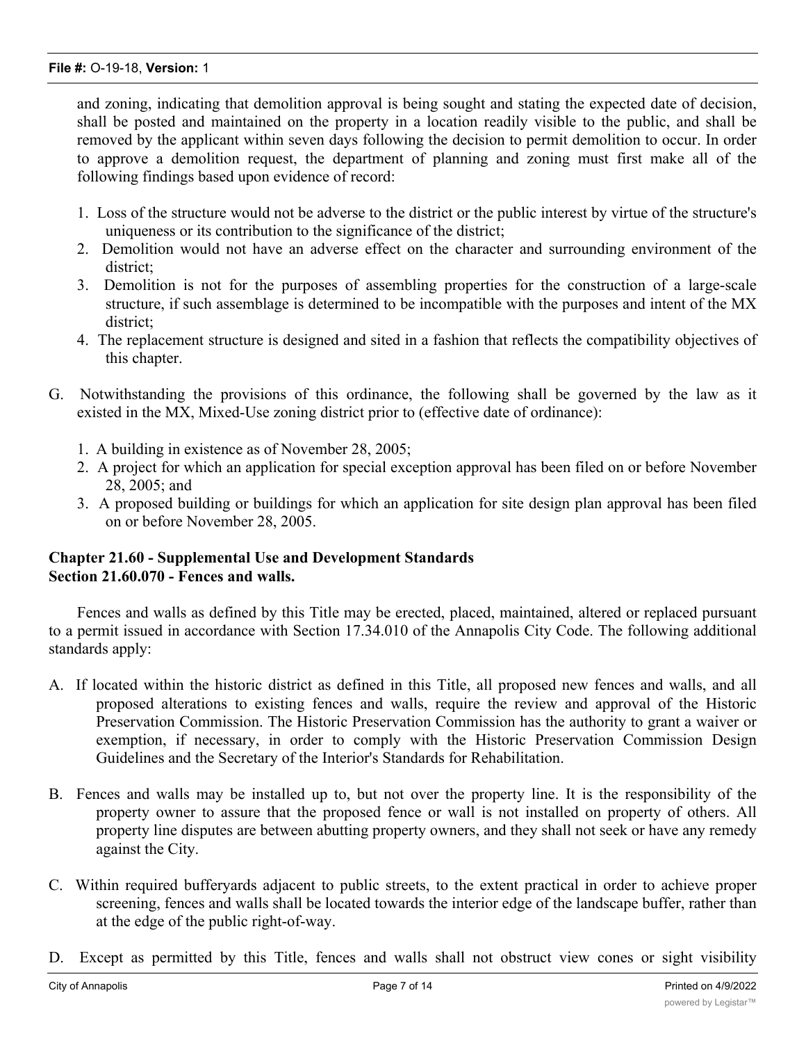and zoning, indicating that demolition approval is being sought and stating the expected date of decision, shall be posted and maintained on the property in a location readily visible to the public, and shall be removed by the applicant within seven days following the decision to permit demolition to occur. In order to approve a demolition request, the department of planning and zoning must first make all of the following findings based upon evidence of record:

1. Loss of the structure would not be adverse to the district or the public interest by virtue of the structure's uniqueness or its contribution to the significance of the district;
2. Demolition would not have an adverse effect on the character and surrounding environment of the district;
3. Demolition is not for the purposes of assembling properties for the construction of a large-scale structure, if such assemblage is determined to be incompatible with the purposes and intent of the MX district;
4. The replacement structure is designed and sited in a fashion that reflects the compatibility objectives of this chapter.

G. Notwithstanding the provisions of this ordinance, the following shall be governed by the law as it existed in the MX, Mixed-Use zoning district prior to (effective date of ordinance):

1. A building in existence as of November 28, 2005;
2. A project for which an application for special exception approval has been filed on or before November 28, 2005; and
3. A proposed building or buildings for which an application for site design plan approval has been filed on or before November 28, 2005.

**Chapter 21.60 - Supplemental Use and Development Standards**
**Section 21.60.070 - Fences and walls.**

Fences and walls as defined by this Title may be erected, placed, maintained, altered or replaced pursuant to a permit issued in accordance with Section 17.34.010 of the Annapolis City Code. The following additional standards apply:

A. If located within the historic district as defined in this Title, all proposed new fences and walls, and all proposed alterations to existing fences and walls, require the review and approval of the Historic Preservation Commission. The Historic Preservation Commission has the authority to grant a waiver or exemption, if necessary, in order to comply with the Historic Preservation Commission Design Guidelines and the Secretary of the Interior's Standards for Rehabilitation.

B. Fences and walls may be installed up to, but not over the property line. It is the responsibility of the property owner to assure that the proposed fence or wall is not installed on property of others. All property line disputes are between abutting property owners, and they shall not seek or have any remedy against the City.

C. Within required bufferyards adjacent to public streets, to the extent practical in order to achieve proper screening, fences and walls shall be located towards the interior edge of the landscape buffer, rather than at the edge of the public right-of-way.

D. Except as permitted by this Title, fences and walls shall not obstruct view cones or sight visibility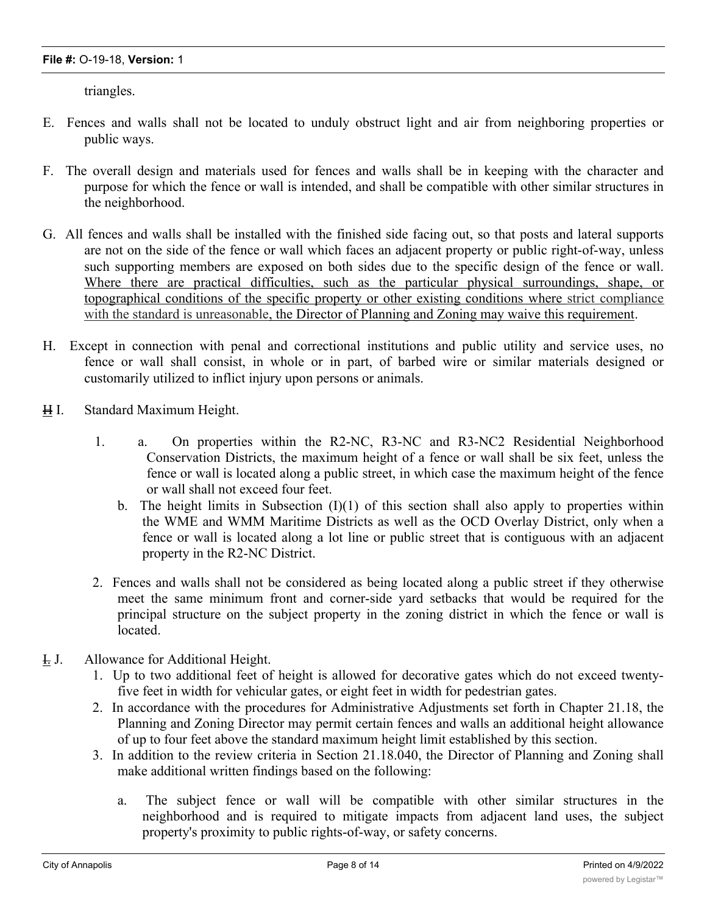triangles.

E. Fences and walls shall not be located to unduly obstruct light and air from neighboring properties or public ways.

F. The overall design and materials used for fences and walls shall be in keeping with the character and purpose for which the fence or wall is intended, and shall be compatible with other similar structures in the neighborhood.

G. All fences and walls shall be installed with the finished side facing out, so that posts and lateral supports are not on the side of the fence or wall which faces an adjacent property or public right-of-way, unless such supporting members are exposed on both sides due to the specific design of the fence or wall. <u>Where there are practical difficulties, such as the particular physical surroundings, shape, or topographical conditions of the specific property or other existing conditions where strict compliance with the standard is unreasonable, the Director of Planning and Zoning may waive this requirement</u>.

H. Except in connection with penal and correctional institutions and public utility and service uses, no fence or wall shall consist, in whole or in part, of barbed wire or similar materials designed or customarily utilized to inflict injury upon persons or animals.

~~H~~ I. Standard Maximum Height.

1. a. On properties within the R2-NC, R3-NC and R3-NC2 Residential Neighborhood Conservation Districts, the maximum height of a fence or wall shall be six feet, unless the fence or wall is located along a public street, in which case the maximum height of the fence or wall shall not exceed four feet.

   b. The height limits in Subsection (I)(1) of this section shall also apply to properties within the WME and WMM Maritime Districts as well as the OCD Overlay District, only when a fence or wall is located along a lot line or public street that is contiguous with an adjacent property in the R2-NC District.

2. Fences and walls shall not be considered as being located along a public street if they otherwise meet the same minimum front and corner-side yard setbacks that would be required for the principal structure on the subject property in the zoning district in which the fence or wall is located.

~~I.~~ J. Allowance for Additional Height.

1. Up to two additional feet of height is allowed for decorative gates which do not exceed twenty-five feet in width for vehicular gates, or eight feet in width for pedestrian gates.
2. In accordance with the procedures for Administrative Adjustments set forth in Chapter 21.18, the Planning and Zoning Director may permit certain fences and walls an additional height allowance of up to four feet above the standard maximum height limit established by this section.
3. In addition to the review criteria in Section 21.18.040, the Director of Planning and Zoning shall make additional written findings based on the following:

   a. The subject fence or wall will be compatible with other similar structures in the neighborhood and is required to mitigate impacts from adjacent land uses, the subject property's proximity to public rights-of-way, or safety concerns.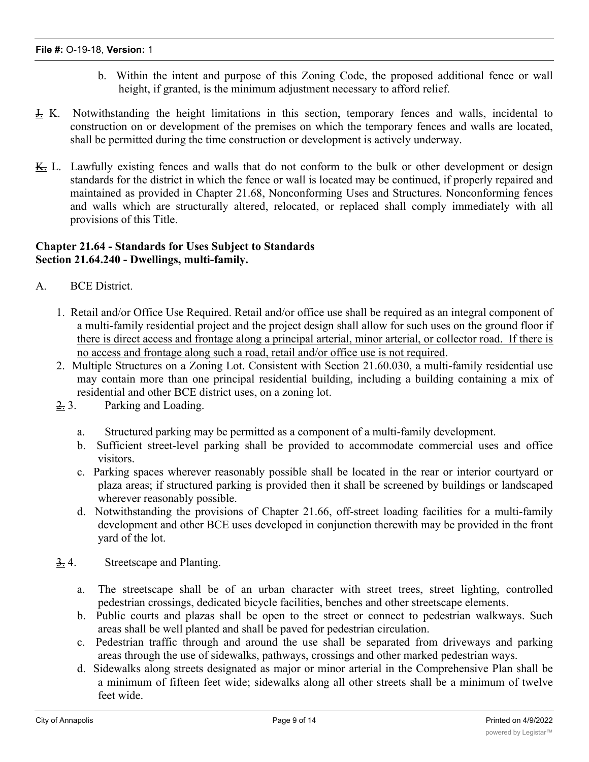b. Within the intent and purpose of this Zoning Code, the proposed additional fence or wall height, if granted, is the minimum adjustment necessary to afford relief.

~~J.~~ K. Notwithstanding the height limitations in this section, temporary fences and walls, incidental to construction on or development of the premises on which the temporary fences and walls are located, shall be permitted during the time construction or development is actively underway.

~~K.~~ L. Lawfully existing fences and walls that do not conform to the bulk or other development or design standards for the district in which the fence or wall is located may be continued, if properly repaired and maintained as provided in Chapter 21.68, Nonconforming Uses and Structures. Nonconforming fences and walls which are structurally altered, relocated, or replaced shall comply immediately with all provisions of this Title.

**Chapter 21.64 - Standards for Uses Subject to Standards**
**Section 21.64.240 - Dwellings, multi-family.**

A. BCE District.

1. Retail and/or Office Use Required. Retail and/or office use shall be required as an integral component of a multi-family residential project and the project design shall allow for such uses on the ground floor <u>if there is direct access and frontage along a principal arterial, minor arterial, or collector road. If there is no access and frontage along such a road, retail and/or office use is not required</u>.
2. Multiple Structures on a Zoning Lot. Consistent with Section 21.60.030, a multi-family residential use may contain more than one principal residential building, including a building containing a mix of residential and other BCE district uses, on a zoning lot.

~~2.~~ 3. Parking and Loading.

a. Structured parking may be permitted as a component of a multi-family development.
b. Sufficient street-level parking shall be provided to accommodate commercial uses and office visitors.
c. Parking spaces wherever reasonably possible shall be located in the rear or interior courtyard or plaza areas; if structured parking is provided then it shall be screened by buildings or landscaped wherever reasonably possible.
d. Notwithstanding the provisions of Chapter 21.66, off-street loading facilities for a multi-family development and other BCE uses developed in conjunction therewith may be provided in the front yard of the lot.

~~3.~~ 4. Streetscape and Planting.

a. The streetscape shall be of an urban character with street trees, street lighting, controlled pedestrian crossings, dedicated bicycle facilities, benches and other streetscape elements.
b. Public courts and plazas shall be open to the street or connect to pedestrian walkways. Such areas shall be well planted and shall be paved for pedestrian circulation.
c. Pedestrian traffic through and around the use shall be separated from driveways and parking areas through the use of sidewalks, pathways, crossings and other marked pedestrian ways.
d. Sidewalks along streets designated as major or minor arterial in the Comprehensive Plan shall be a minimum of fifteen feet wide; sidewalks along all other streets shall be a minimum of twelve feet wide.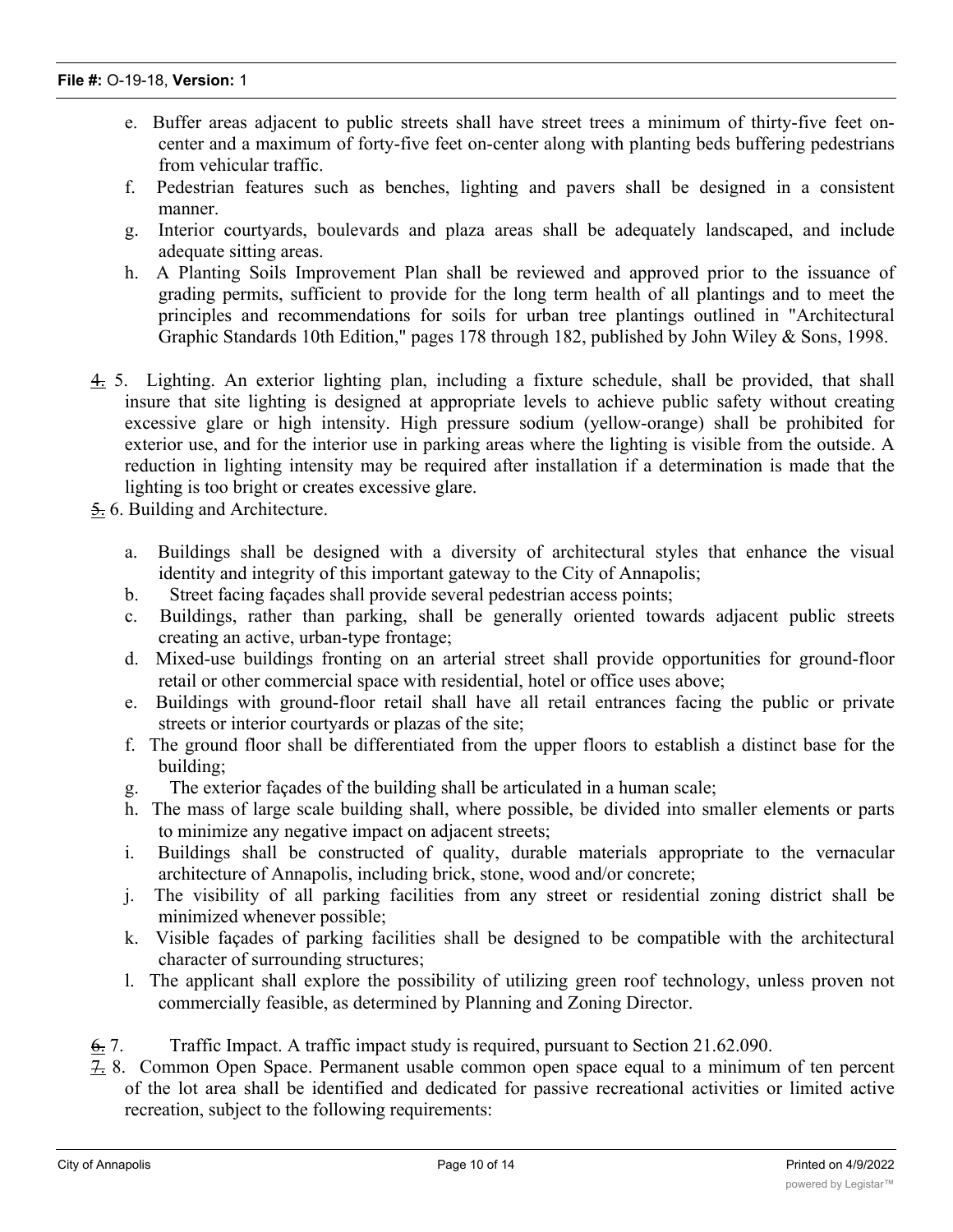e. Buffer areas adjacent to public streets shall have street trees a minimum of thirty-five feet on-center and a maximum of forty-five feet on-center along with planting beds buffering pedestrians from vehicular traffic.

f. Pedestrian features such as benches, lighting and pavers shall be designed in a consistent manner.

g. Interior courtyards, boulevards and plaza areas shall be adequately landscaped, and include adequate sitting areas.

h. A Planting Soils Improvement Plan shall be reviewed and approved prior to the issuance of grading permits, sufficient to provide for the long term health of all plantings and to meet the principles and recommendations for soils for urban tree plantings outlined in "Architectural Graphic Standards 10th Edition," pages 178 through 182, published by John Wiley & Sons, 1998.

~~4.~~ 5. Lighting. An exterior lighting plan, including a fixture schedule, shall be provided, that shall insure that site lighting is designed at appropriate levels to achieve public safety without creating excessive glare or high intensity. High pressure sodium (yellow-orange) shall be prohibited for exterior use, and for the interior use in parking areas where the lighting is visible from the outside. A reduction in lighting intensity may be required after installation if a determination is made that the lighting is too bright or creates excessive glare.

~~5.~~ 6. Building and Architecture.

a. Buildings shall be designed with a diversity of architectural styles that enhance the visual identity and integrity of this important gateway to the City of Annapolis;

b. Street facing façades shall provide several pedestrian access points;

c. Buildings, rather than parking, shall be generally oriented towards adjacent public streets creating an active, urban-type frontage;

d. Mixed-use buildings fronting on an arterial street shall provide opportunities for ground-floor retail or other commercial space with residential, hotel or office uses above;

e. Buildings with ground-floor retail shall have all retail entrances facing the public or private streets or interior courtyards or plazas of the site;

f. The ground floor shall be differentiated from the upper floors to establish a distinct base for the building;

g. The exterior façades of the building shall be articulated in a human scale;

h. The mass of large scale building shall, where possible, be divided into smaller elements or parts to minimize any negative impact on adjacent streets;

i. Buildings shall be constructed of quality, durable materials appropriate to the vernacular architecture of Annapolis, including brick, stone, wood and/or concrete;

j. The visibility of all parking facilities from any street or residential zoning district shall be minimized whenever possible;

k. Visible façades of parking facilities shall be designed to be compatible with the architectural character of surrounding structures;

l. The applicant shall explore the possibility of utilizing green roof technology, unless proven not commercially feasible, as determined by Planning and Zoning Director.

~~6.~~ 7. Traffic Impact. A traffic impact study is required, pursuant to Section 21.62.090.

~~7.~~ 8. Common Open Space. Permanent usable common open space equal to a minimum of ten percent of the lot area shall be identified and dedicated for passive recreational activities or limited active recreation, subject to the following requirements: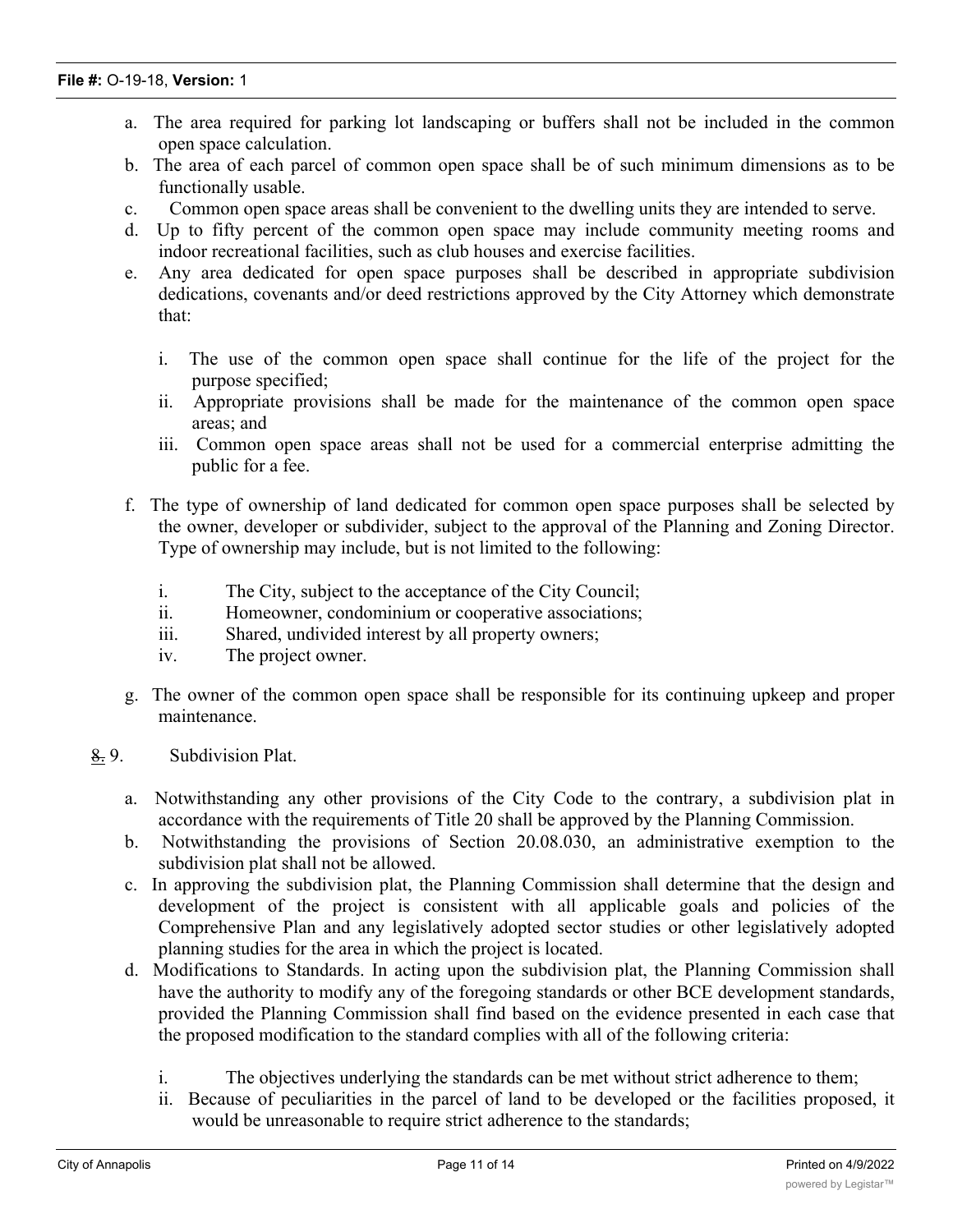a. The area required for parking lot landscaping or buffers shall not be included in the common open space calculation.
b. The area of each parcel of common open space shall be of such minimum dimensions as to be functionally usable.
c. Common open space areas shall be convenient to the dwelling units they are intended to serve.
d. Up to fifty percent of the common open space may include community meeting rooms and indoor recreational facilities, such as club houses and exercise facilities.
e. Any area dedicated for open space purposes shall be described in appropriate subdivision dedications, covenants and/or deed restrictions approved by the City Attorney which demonstrate that:

   i. The use of the common open space shall continue for the life of the project for the purpose specified;
   ii. Appropriate provisions shall be made for the maintenance of the common open space areas; and
   iii. Common open space areas shall not be used for a commercial enterprise admitting the public for a fee.

f. The type of ownership of land dedicated for common open space purposes shall be selected by the owner, developer or subdivider, subject to the approval of the Planning and Zoning Director. Type of ownership may include, but is not limited to the following:

   i. The City, subject to the acceptance of the City Council;
   ii. Homeowner, condominium or cooperative associations;
   iii. Shared, undivided interest by all property owners;
   iv. The project owner.

g. The owner of the common open space shall be responsible for its continuing upkeep and proper maintenance.

~~8.~~ 9. Subdivision Plat.

a. Notwithstanding any other provisions of the City Code to the contrary, a subdivision plat in accordance with the requirements of Title 20 shall be approved by the Planning Commission.
b. Notwithstanding the provisions of Section 20.08.030, an administrative exemption to the subdivision plat shall not be allowed.
c. In approving the subdivision plat, the Planning Commission shall determine that the design and development of the project is consistent with all applicable goals and policies of the Comprehensive Plan and any legislatively adopted sector studies or other legislatively adopted planning studies for the area in which the project is located.
d. Modifications to Standards. In acting upon the subdivision plat, the Planning Commission shall have the authority to modify any of the foregoing standards or other BCE development standards, provided the Planning Commission shall find based on the evidence presented in each case that the proposed modification to the standard complies with all of the following criteria:

   i. The objectives underlying the standards can be met without strict adherence to them;
   ii. Because of peculiarities in the parcel of land to be developed or the facilities proposed, it would be unreasonable to require strict adherence to the standards;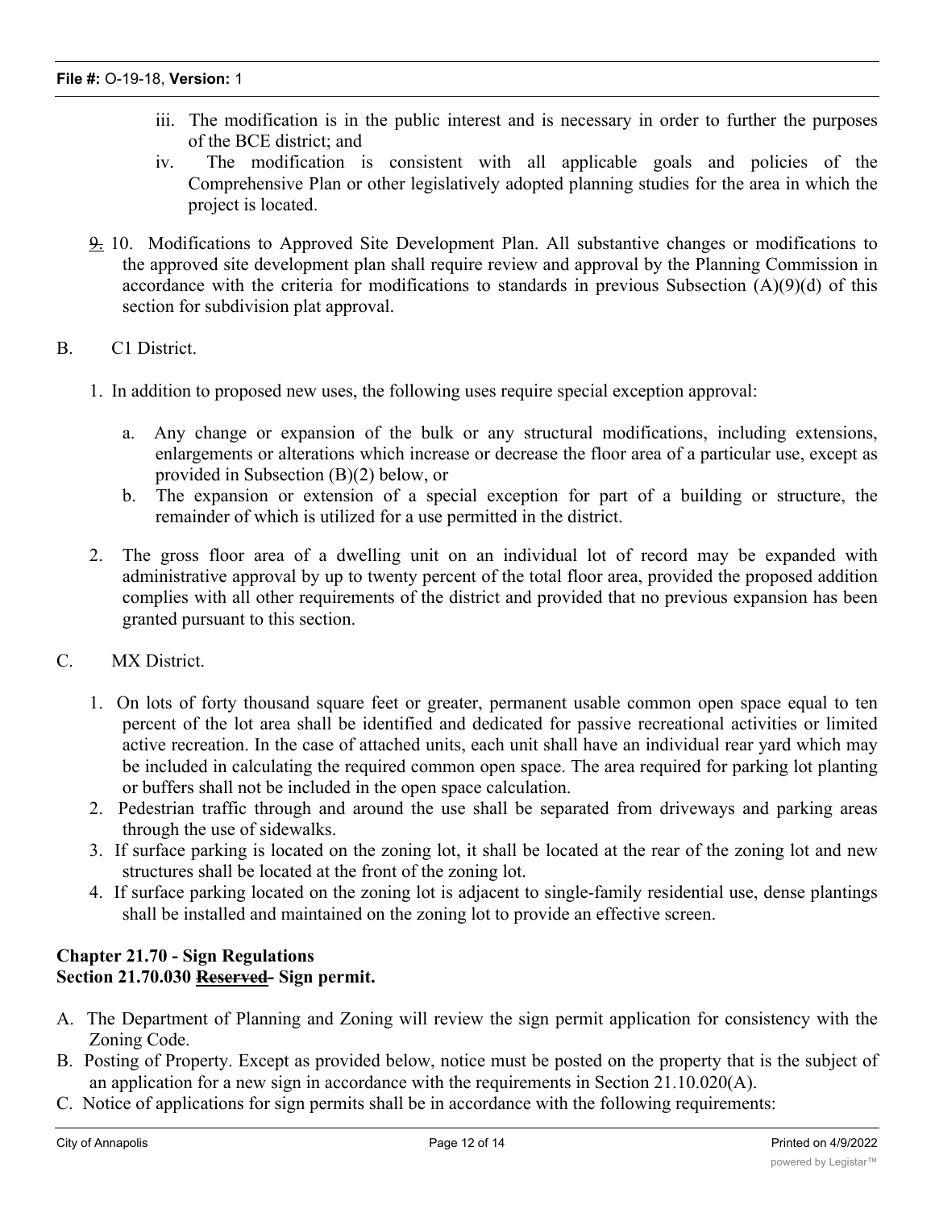iii. The modification is in the public interest and is necessary in order to further the purposes of the BCE district; and

iv. The modification is consistent with all applicable goals and policies of the Comprehensive Plan or other legislatively adopted planning studies for the area in which the project is located.

~~9.~~ 10. Modifications to Approved Site Development Plan. All substantive changes or modifications to the approved site development plan shall require review and approval by the Planning Commission in accordance with the criteria for modifications to standards in previous Subsection (A)(9)(d) of this section for subdivision plat approval.

B. C1 District.

1. In addition to proposed new uses, the following uses require special exception approval:

   a. Any change or expansion of the bulk or any structural modifications, including extensions, enlargements or alterations which increase or decrease the floor area of a particular use, except as provided in Subsection (B)(2) below, or

   b. The expansion or extension of a special exception for part of a building or structure, the remainder of which is utilized for a use permitted in the district.

2. The gross floor area of a dwelling unit on an individual lot of record may be expanded with administrative approval by up to twenty percent of the total floor area, provided the proposed addition complies with all other requirements of the district and provided that no previous expansion has been granted pursuant to this section.

C. MX District.

1. On lots of forty thousand square feet or greater, permanent usable common open space equal to ten percent of the lot area shall be identified and dedicated for passive recreational activities or limited active recreation. In the case of attached units, each unit shall have an individual rear yard which may be included in calculating the required common open space. The area required for parking lot planting or buffers shall not be included in the open space calculation.
2. Pedestrian traffic through and around the use shall be separated from driveways and parking areas through the use of sidewalks.
3. If surface parking is located on the zoning lot, it shall be located at the rear of the zoning lot and new structures shall be located at the front of the zoning lot.
4. If surface parking located on the zoning lot is adjacent to single-family residential use, dense plantings shall be installed and maintained on the zoning lot to provide an effective screen.

**Chapter 21.70 - Sign Regulations**
**Section 21.70.030 ~~Reserved~~ - Sign permit.**

A. The Department of Planning and Zoning will review the sign permit application for consistency with the Zoning Code.
B. Posting of Property. Except as provided below, notice must be posted on the property that is the subject of an application for a new sign in accordance with the requirements in Section 21.10.020(A).
C. Notice of applications for sign permits shall be in accordance with the following requirements: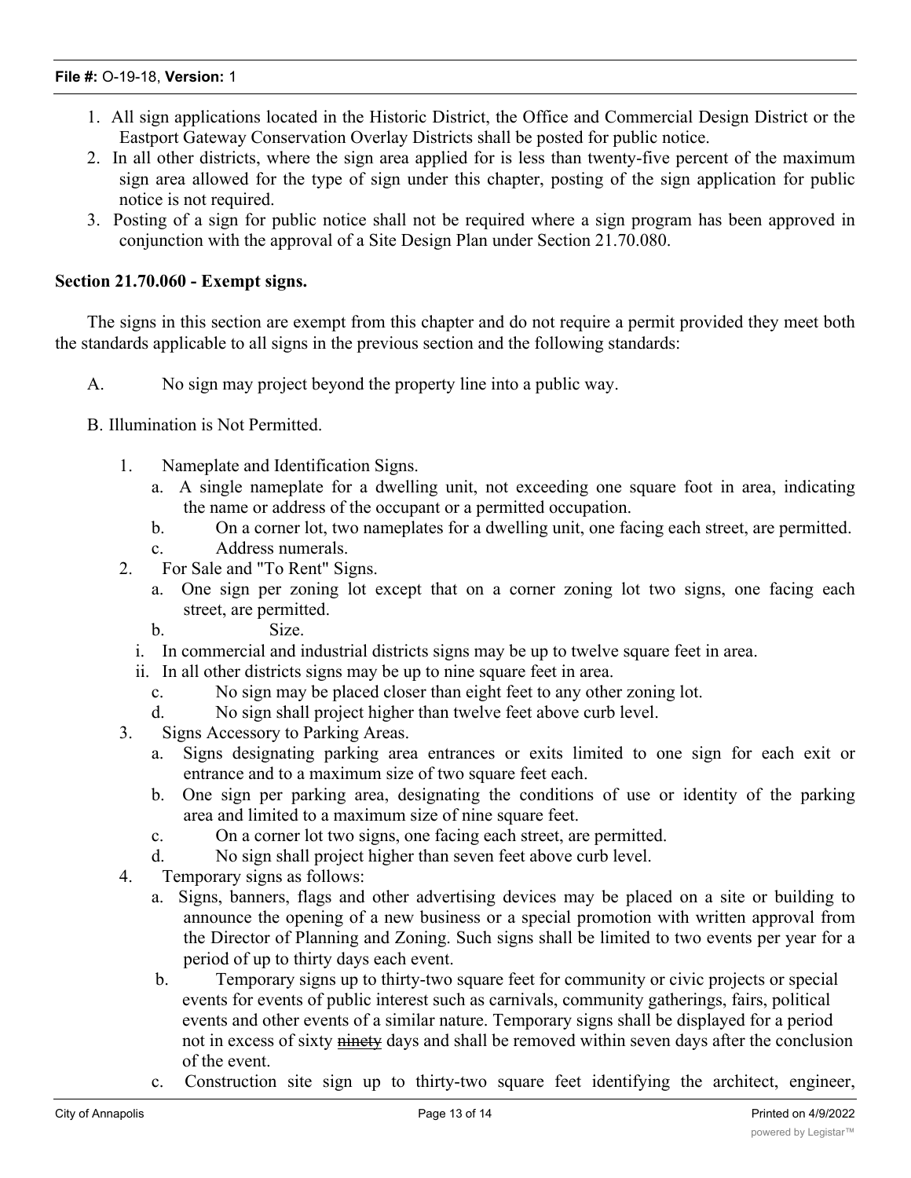1. All sign applications located in the Historic District, the Office and Commercial Design District or the Eastport Gateway Conservation Overlay Districts shall be posted for public notice.
2. In all other districts, where the sign area applied for is less than twenty-five percent of the maximum sign area allowed for the type of sign under this chapter, posting of the sign application for public notice is not required.
3. Posting of a sign for public notice shall not be required where a sign program has been approved in conjunction with the approval of a Site Design Plan under Section 21.70.080.

**Section 21.70.060 - Exempt signs.**

The signs in this section are exempt from this chapter and do not require a permit provided they meet both the standards applicable to all signs in the previous section and the following standards:

A. No sign may project beyond the property line into a public way.

B. Illumination is Not Permitted.

1. Nameplate and Identification Signs.
   a. A single nameplate for a dwelling unit, not exceeding one square foot in area, indicating the name or address of the occupant or a permitted occupation.
   b. On a corner lot, two nameplates for a dwelling unit, one facing each street, are permitted.
   c. Address numerals.
2. For Sale and "To Rent" Signs.
   a. One sign per zoning lot except that on a corner zoning lot two signs, one facing each street, are permitted.
   b. Size.
      i. In commercial and industrial districts signs may be up to twelve square feet in area.
      ii. In all other districts signs may be up to nine square feet in area.
   c. No sign may be placed closer than eight feet to any other zoning lot.
   d. No sign shall project higher than twelve feet above curb level.
3. Signs Accessory to Parking Areas.
   a. Signs designating parking area entrances or exits limited to one sign for each exit or entrance and to a maximum size of two square feet each.
   b. One sign per parking area, designating the conditions of use or identity of the parking area and limited to a maximum size of nine square feet.
   c. On a corner lot two signs, one facing each street, are permitted.
   d. No sign shall project higher than seven feet above curb level.
4. Temporary signs as follows:
   a. Signs, banners, flags and other advertising devices may be placed on a site or building to announce the opening of a new business or a special promotion with written approval from the Director of Planning and Zoning. Such signs shall be limited to two events per year for a period of up to thirty days each event.
   b. Temporary signs up to thirty-two square feet for community or civic projects or special events for events of public interest such as carnivals, community gatherings, fairs, political events and other events of a similar nature. Temporary signs shall be displayed for a period not in excess of sixty ~~ninety~~ days and shall be removed within seven days after the conclusion of the event.
   c. Construction site sign up to thirty-two square feet identifying the architect, engineer,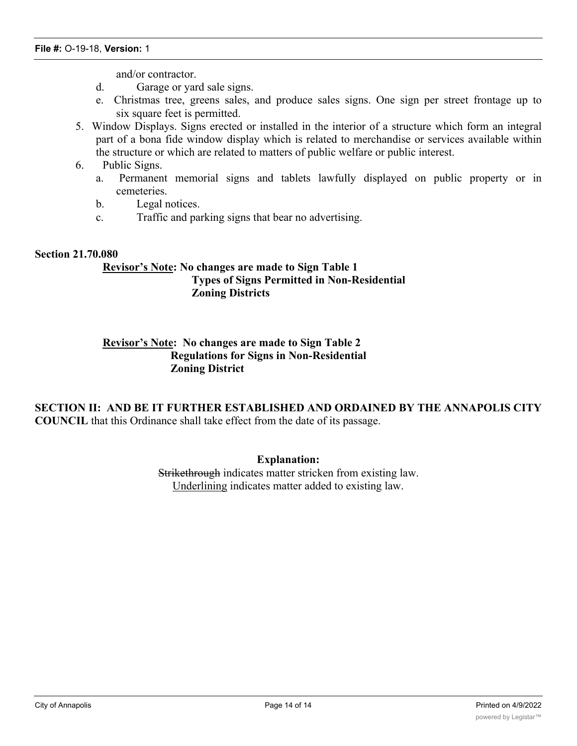and/or contractor.

d. Garage or yard sale signs.

e. Christmas tree, greens sales, and produce sales signs. One sign per street frontage up to six square feet is permitted.

5. Window Displays. Signs erected or installed in the interior of a structure which form an integral part of a bona fide window display which is related to merchandise or services available within the structure or which are related to matters of public welfare or public interest.

6. Public Signs.
   a. Permanent memorial signs and tablets lawfully displayed on public property or in cemeteries.
   b. Legal notices.
   c. Traffic and parking signs that bear no advertising.

**Section 21.70.080**

**<u>Revisor's Note</u>: No changes are made to Sign Table 1 Types of Signs Permitted in Non-Residential Zoning Districts**

**<u>Revisor's Note</u>: No changes are made to Sign Table 2 Regulations for Signs in Non-Residential Zoning District**

**SECTION II: AND BE IT FURTHER ESTABLISHED AND ORDAINED BY THE ANNAPOLIS CITY COUNCIL** that this Ordinance shall take effect from the date of its passage.

**Explanation:**

~~Strikethrough~~ indicates matter stricken from existing law.
<u>Underlining</u> indicates matter added to existing law.